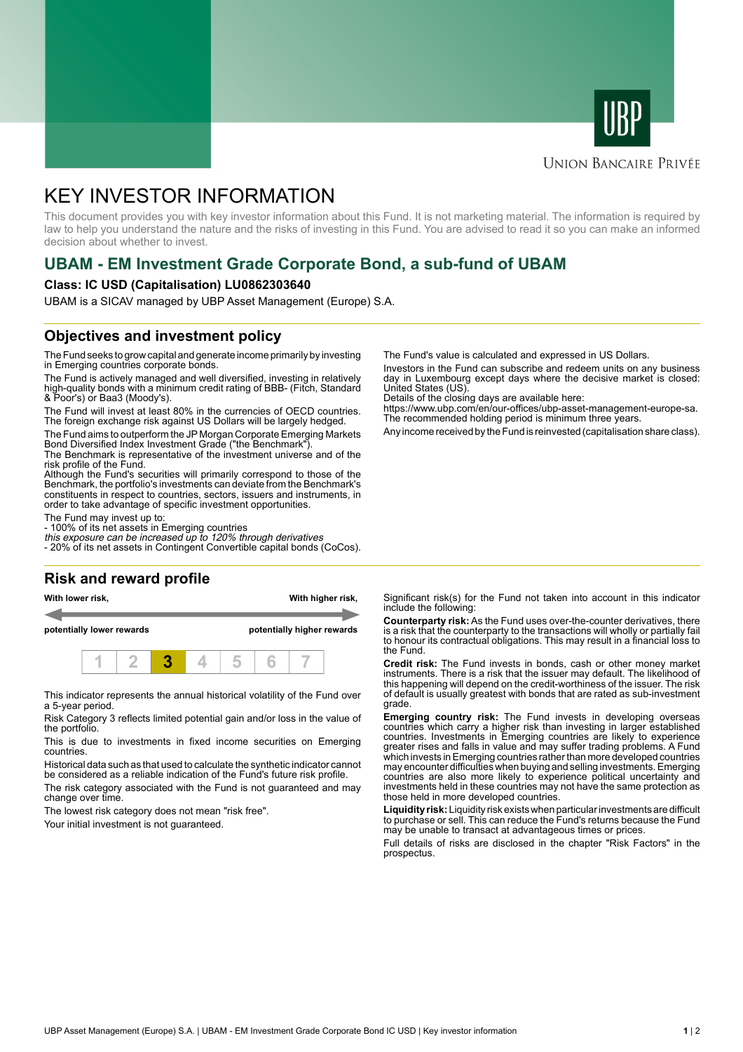UBP

UNION BANCAIRE PRIVÉE

# KEY INVESTOR INFORMATION

This document provides you with key investor information about this Fund. It is not marketing material. The information is required by law to help you understand the nature and the risks of investing in this Fund. You are advised to read it so you can make an informed decision about whether to invest.

## UBAM - EM Investment Grade Corporate Bond, a sub-fund of UBAM

**Class: IC USD (Capitalisation) LU0862303640**

UBAM is a SICAV managed by UBP Asset Management (Europe) S.A.

## Objectives and investment policy

The Fund seeks to grow capital and generate income primarily by investing in Emerging countries corporate bonds.

The Fund is actively managed and well diversified, investing in relatively high-quality bonds with a minimum credit rating of BBB- (Fitch, Standard & Poor's) or Baa3 (Moody's).

The Fund will invest at least 80% in the currencies of OECD countries. The foreign exchange risk against US Dollars will be largely hedged.

The Fund aims to outperform the JP Morgan Corporate Emerging Markets Bond Diversified Index Investment Grade ("the Benchmark").
The Benchmark is representative of the investment universe and of the risk profile of the Fund.
Although the Fund's securities will primarily correspond to those of the Benchmark, the portfolio's investments can deviate from the Benchmark's constituents in respect to countries, sectors, issuers and instruments, in order to take advantage of specific investment opportunities.

The Fund may invest up to:
- 100% of its net assets in Emerging countries
*this exposure can be increased up to 120% through derivatives*
- 20% of its net assets in Contingent Convertible capital bonds (CoCos).

The Fund's value is calculated and expressed in US Dollars.

Investors in the Fund can subscribe and redeem units on any business day in Luxembourg except days where the decisive market is closed: United States (US).
Details of the closing days are available here:
https://www.ubp.com/en/our-offices/ubp-asset-management-europe-sa.
The recommended holding period is minimum three years.

Any income received by the Fund is reinvested (capitalisation share class).

## Risk and reward profile

| With lower risk, | | | | | | With higher risk, |
|---|---|---|---|---|---|---|
| potentially lower rewards | | | | | | potentially higher rewards |
| 1 | 2 | **3** | 4 | 5 | 6 | 7 |

This indicator represents the annual historical volatility of the Fund over a 5-year period.

Risk Category 3 reflects limited potential gain and/or loss in the value of the portfolio.

This is due to investments in fixed income securities on Emerging countries.

Historical data such as that used to calculate the synthetic indicator cannot be considered as a reliable indication of the Fund's future risk profile.

The risk category associated with the Fund is not guaranteed and may change over time.

The lowest risk category does not mean "risk free".

Your initial investment is not guaranteed.

Significant risk(s) for the Fund not taken into account in this indicator include the following:

**Counterparty risk:** As the Fund uses over-the-counter derivatives, there is a risk that the counterparty to the transactions will wholly or partially fail to honour its contractual obligations. This may result in a financial loss to the Fund.

**Credit risk:** The Fund invests in bonds, cash or other money market instruments. There is a risk that the issuer may default. The likelihood of this happening will depend on the credit-worthiness of the issuer. The risk of default is usually greatest with bonds that are rated as sub-investment grade.

**Emerging country risk:** The Fund invests in developing overseas countries which carry a higher risk than investing in larger established countries. Investments in Emerging countries are likely to experience greater rises and falls in value and may suffer trading problems. A Fund which invests in Emerging countries rather than more developed countries may encounter difficulties when buying and selling investments. Emerging countries are also more likely to experience political uncertainty and investments held in these countries may not have the same protection as those held in more developed countries.

**Liquidity risk:** Liquidity risk exists when particular investments are difficult to purchase or sell. This can reduce the Fund's returns because the Fund may be unable to transact at advantageous times or prices.

Full details of risks are disclosed in the chapter "Risk Factors" in the prospectus.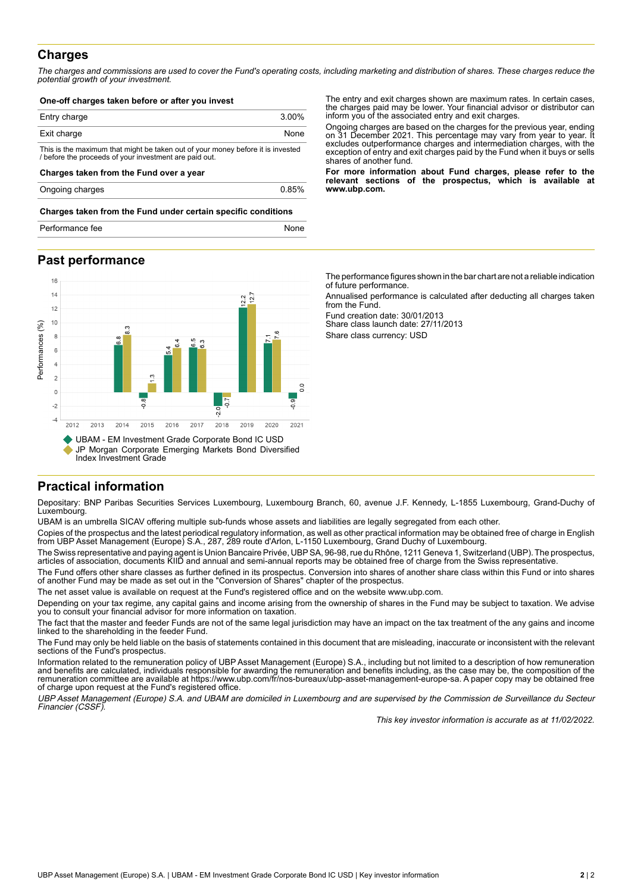## Charges

*The charges and commissions are used to cover the Fund's operating costs, including marketing and distribution of shares. These charges reduce the potential growth of your investment.*

| **One-off charges taken before or after you invest** | |
|---|---|
| Entry charge | 3.00% |
| Exit charge | None |

This is the maximum that might be taken out of your money before it is invested / before the proceeds of your investment are paid out.

| **Charges taken from the Fund over a year** | |
|---|---|
| Ongoing charges | 0.85% |

| **Charges taken from the Fund under certain specific conditions** | |
|---|---|
| Performance fee | None |

The entry and exit charges shown are maximum rates. In certain cases, the charges paid may be lower. Your financial advisor or distributor can inform you of the associated entry and exit charges.

Ongoing charges are based on the charges for the previous year, ending on 31 December 2021. This percentage may vary from year to year. It excludes outperformance charges and intermediation charges, with the exception of entry and exit charges paid by the Fund when it buys or sells shares of another fund.

**For more information about Fund charges, please refer to the relevant sections of the prospectus, which is available at www.ubp.com.**

## Past performance

Performances (%)
16
14
12
10
8
6
4
2
0
-2
-4

2012 2013 2014 2015 2016 2017 2018 2019 2020 2021

6.8 8.3 -0.8 1.3 5.4 6.4 6.5 6.3 -2.0 -0.7 12.2 12.7 7.1 7.6 -0.9 0.0

UBAM - EM Investment Grade Corporate Bond IC USD
JP Morgan Corporate Emerging Markets Bond Diversified Index Investment Grade

The performance figures shown in the bar chart are not a reliable indication of future performance.

Annualised performance is calculated after deducting all charges taken from the Fund.

Fund creation date: 30/01/2013
Share class launch date: 27/11/2013
Share class currency: USD

## Practical information

Depositary: BNP Paribas Securities Services Luxembourg, Luxembourg Branch, 60, avenue J.F. Kennedy, L-1855 Luxembourg, Grand-Duchy of Luxembourg.

UBAM is an umbrella SICAV offering multiple sub-funds whose assets and liabilities are legally segregated from each other.

Copies of the prospectus and the latest periodical regulatory information, as well as other practical information may be obtained free of charge in English from UBP Asset Management (Europe) S.A., 287, 289 route d'Arlon, L-1150 Luxembourg, Grand Duchy of Luxembourg.

The Swiss representative and paying agent is Union Bancaire Privée, UBP SA, 96-98, rue du Rhône, 1211 Geneva 1, Switzerland (UBP). The prospectus, articles of association, documents KIID and annual and semi-annual reports may be obtained free of charge from the Swiss representative.

The Fund offers other share classes as further defined in its prospectus. Conversion into shares of another share class within this Fund or into shares of another Fund may be made as set out in the "Conversion of Shares" chapter of the prospectus.

The net asset value is available on request at the Fund's registered office and on the website www.ubp.com.

Depending on your tax regime, any capital gains and income arising from the ownership of shares in the Fund may be subject to taxation. We advise you to consult your financial advisor for more information on taxation.

The fact that the master and feeder Funds are not of the same legal jurisdiction may have an impact on the tax treatment of the any gains and income linked to the shareholding in the feeder Fund.

The Fund may only be held liable on the basis of statements contained in this document that are misleading, inaccurate or inconsistent with the relevant sections of the Fund's prospectus.

Information related to the remuneration policy of UBP Asset Management (Europe) S.A., including but not limited to a description of how remuneration and benefits are calculated, individuals responsible for awarding the remuneration and benefits including, as the case may be, the composition of the remuneration committee are available at https://www.ubp.com/fr/nos-bureaux/ubp-asset-management-europe-sa. A paper copy may be obtained free of charge upon request at the Fund's registered office.

*UBP Asset Management (Europe) S.A. and UBAM are domiciled in Luxembourg and are supervised by the Commission de Surveillance du Secteur Financier (CSSF).*

*This key investor information is accurate as at 11/02/2022.*